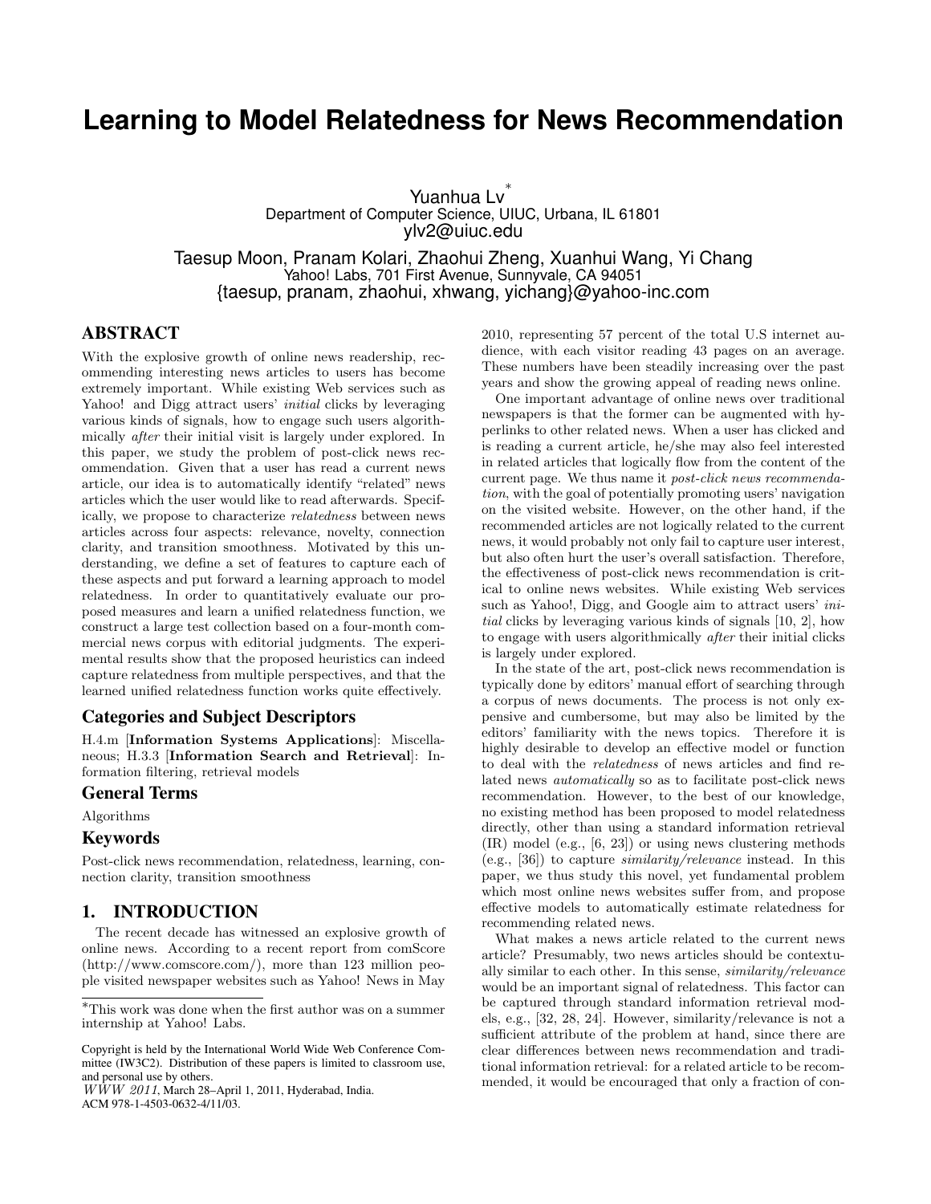# Learning to Model Relatedness for News Recommendation

Yuanhua Lv[*]
Department of Computer Science, UIUC, Urbana, IL 61801
ylv2@uiuc.edu

Taesup Moon, Pranam Kolari, Zhaohui Zheng, Xuanhui Wang, Yi Chang
Yahoo! Labs, 701 First Avenue, Sunnyvale, CA 94051
{taesup, pranam, zhaohui, xhwang, yichang}@yahoo-inc.com

## ABSTRACT

With the explosive growth of online news readership, recommending interesting news articles to users has become extremely important. While existing Web services such as Yahoo! and Digg attract users' *initial* clicks by leveraging various kinds of signals, how to engage such users algorithmically *after* their initial visit is largely under explored. In this paper, we study the problem of post-click news recommendation. Given that a user has read a current news article, our idea is to automatically identify "related" news articles which the user would like to read afterwards. Specifically, we propose to characterize *relatedness* between news articles across four aspects: relevance, novelty, connection clarity, and transition smoothness. Motivated by this understanding, we define a set of features to capture each of these aspects and put forward a learning approach to model relatedness. In order to quantitatively evaluate our proposed measures and learn a unified relatedness function, we construct a large test collection based on a four-month commercial news corpus with editorial judgments. The experimental results show that the proposed heuristics can indeed capture relatedness from multiple perspectives, and that the learned unified relatedness function works quite effectively.

### Categories and Subject Descriptors

H.4.m [**Information Systems Applications**]: Miscellaneous; H.3.3 [**Information Search and Retrieval**]: Information filtering, retrieval models

### General Terms

Algorithms

### Keywords

Post-click news recommendation, relatedness, learning, connection clarity, transition smoothness

## 1. INTRODUCTION

The recent decade has witnessed an explosive growth of online news. According to a recent report from comScore (http://www.comscore.com/), more than 123 million people visited newspaper websites such as Yahoo! News in May 2010, representing 57 percent of the total U.S internet audience, with each visitor reading 43 pages on an average. These numbers have been steadily increasing over the past years and show the growing appeal of reading news online.

One important advantage of online news over traditional newspapers is that the former can be augmented with hyperlinks to other related news. When a user has clicked and is reading a current article, he/she may also feel interested in related articles that logically flow from the content of the current page. We thus name it *post-click news recommendation*, with the goal of potentially promoting users' navigation on the visited website. However, on the other hand, if the recommended articles are not logically related to the current news, it would probably not only fail to capture user interest, but also often hurt the user's overall satisfaction. Therefore, the effectiveness of post-click news recommendation is critical to online news websites. While existing Web services such as Yahoo!, Digg, and Google aim to attract users' *initial* clicks by leveraging various kinds of signals [10, 2], how to engage with users algorithmically *after* their initial clicks is largely under explored.

In the state of the art, post-click news recommendation is typically done by editors' manual effort of searching through a corpus of news documents. The process is not only expensive and cumbersome, but may also be limited by the editors' familiarity with the news topics. Therefore it is highly desirable to develop an effective model or function to deal with the *relatedness* of news articles and find related news *automatically* so as to facilitate post-click news recommendation. However, to the best of our knowledge, no existing method has been proposed to model relatedness directly, other than using a standard information retrieval (IR) model (e.g., [6, 23]) or using news clustering methods (e.g., [36]) to capture *similarity/relevance* instead. In this paper, we thus study this novel, yet fundamental problem which most online news websites suffer from, and propose effective models to automatically estimate relatedness for recommending related news.

What makes a news article related to the current news article? Presumably, two news articles should be contextually similar to each other. In this sense, *similarity/relevance* would be an important signal of relatedness. This factor can be captured through standard information retrieval models, e.g., [32, 28, 24]. However, similarity/relevance is not a sufficient attribute of the problem at hand, since there are clear differences between news recommendation and traditional information retrieval: for a related article to be recommended, it would be encouraged that only a fraction of con-

[*]This work was done when the first author was on a summer internship at Yahoo! Labs.

Copyright is held by the International World Wide Web Conference Committee (IW3C2). Distribution of these papers is limited to classroom use, and personal use by others.
*WWW 2011*, March 28–April 1, 2011, Hyderabad, India.
ACM 978-1-4503-0632-4/11/03.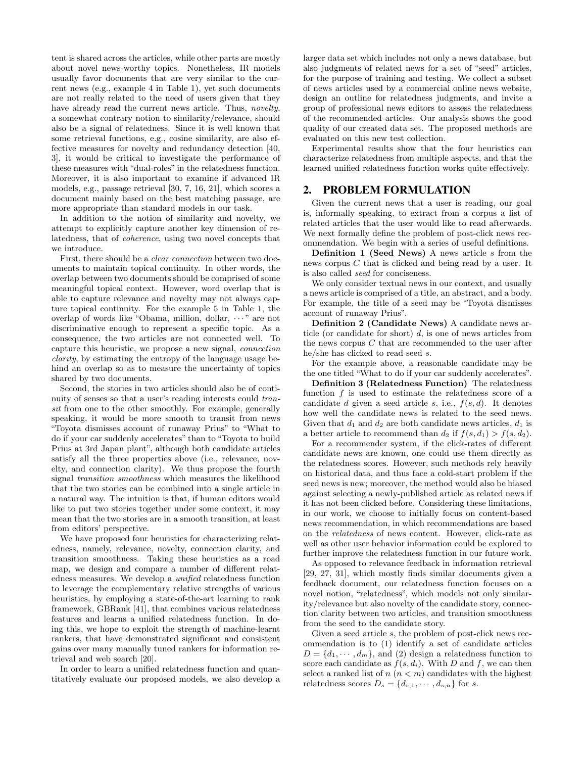tent is shared across the articles, while other parts are mostly about novel news-worthy topics. Nonetheless, IR models usually favor documents that are very similar to the current news (e.g., example 4 in Table 1), yet such documents are not really related to the need of users given that they have already read the current news article. Thus, *novelty*, a somewhat contrary notion to similarity/relevance, should also be a signal of relatedness. Since it is well known that some retrieval functions, e.g., cosine similarity, are also effective measures for novelty and redundancy detection [40, 3], it would be critical to investigate the performance of these measures with "dual-roles" in the relatedness function. Moreover, it is also important to examine if advanced IR models, e.g., passage retrieval [30, 7, 16, 21], which scores a document mainly based on the best matching passage, are more appropriate than standard models in our task.

In addition to the notion of similarity and novelty, we attempt to explicitly capture another key dimension of relatedness, that of *coherence*, using two novel concepts that we introduce.

First, there should be a *clear connection* between two documents to maintain topical continuity. In other words, the overlap between two documents should be comprised of some meaningful topical context. However, word overlap that is able to capture relevance and novelty may not always capture topical continuity. For the example 5 in Table 1, the overlap of words like "Obama, million, dollar, $\cdots$" are not discriminative enough to represent a specific topic. As a consequence, the two articles are not connected well. To capture this heuristic, we propose a new signal, *connection clarity*, by estimating the entropy of the language usage behind an overlap so as to measure the uncertainty of topics shared by two documents.

Second, the stories in two articles should also be of continuity of senses so that a user's reading interests could *transit* from one to the other smoothly. For example, generally speaking, it would be more smooth to transit from news "Toyota dismisses account of runaway Prius" to "What to do if your car suddenly accelerates" than to "Toyota to build Prius at 3rd Japan plant", although both candidate articles satisfy all the three properties above (i.e., relevance, novelty, and connection clarity). We thus propose the fourth signal *transition smoothness* which measures the likelihood that the two stories can be combined into a single article in a natural way. The intuition is that, if human editors would like to put two stories together under some context, it may mean that the two stories are in a smooth transition, at least from editors' perspective.

We have proposed four heuristics for characterizing relatedness, namely, relevance, novelty, connection clarity, and transition smoothness. Taking these heuristics as a road map, we design and compare a number of different relatedness measures. We develop a *unified* relatedness function to leverage the complementary relative strengths of various heuristics, by employing a state-of-the-art learning to rank framework, GBRank [41], that combines various relatedness features and learns a unified relatedness function. In doing this, we hope to exploit the strength of machine-learnt rankers, that have demonstrated significant and consistent gains over many manually tuned rankers for information retrieval and web search [20].

In order to learn a unified relatedness function and quantitatively evaluate our proposed models, we also develop a larger data set which includes not only a news database, but also judgments of related news for a set of "seed" articles, for the purpose of training and testing. We collect a subset of news articles used by a commercial online news website, design an outline for relatedness judgments, and invite a group of professional news editors to assess the relatedness of the recommended articles. Our analysis shows the good quality of our created data set. The proposed methods are evaluated on this new test collection.

Experimental results show that the four heuristics can characterize relatedness from multiple aspects, and that the learned unified relatedness function works quite effectively.

## 2. PROBLEM FORMULATION

Given the current news that a user is reading, our goal is, informally speaking, to extract from a corpus a list of related articles that the user would like to read afterwards. We next formally define the problem of post-click news recommendation. We begin with a series of useful definitions.

**Definition 1 (Seed News)** A news article $s$ from the news corpus $C$ that is clicked and being read by a user. It is also called *seed* for conciseness.

We only consider textual news in our context, and usually a news article is comprised of a title, an abstract, and a body. For example, the title of a seed may be "Toyota dismisses account of runaway Prius".

**Definition 2 (Candidate News)** A candidate news article (or candidate for short) $d$, is one of news articles from the news corpus $C$ that are recommended to the user after he/she has clicked to read seed $s$.

For the example above, a reasonable candidate may be the one titled "What to do if your car suddenly accelerates".

**Definition 3 (Relatedness Function)** The relatedness function $f$ is used to estimate the relatedness score of a candidate $d$ given a seed article $s$, i.e., $f(s, d)$. It denotes how well the candidate news is related to the seed news. Given that $d_1$ and $d_2$ are both candidate news articles, $d_1$ is a better article to recommend than $d_2$ if $f(s, d_1) > f(s, d_2)$.

For a recommender system, if the click-rates of different candidate news are known, one could use them directly as the relatedness scores. However, such methods rely heavily on historical data, and thus face a cold-start problem if the seed news is new; moreover, the method would also be biased against selecting a newly-published article as related news if it has not been clicked before. Considering these limitations, in our work, we choose to initially focus on content-based news recommendation, in which recommendations are based on the *relatedness* of news content. However, click-rate as well as other user behavior information could be explored to further improve the relatedness function in our future work.

As opposed to relevance feedback in information retrieval [29, 27, 31], which mostly finds similar documents given a feedback document, our relatedness function focuses on a novel notion, "relatedness", which models not only similarity/relevance but also novelty of the candidate story, connection clarity between two articles, and transition smoothness from the seed to the candidate story.

Given a seed article $s$, the problem of post-click news recommendation is to (1) identify a set of candidate articles $D = \{d_1, \cdots, d_m\}$, and (2) design a relatedness function to score each candidate as $f(s, d_i)$. With $D$ and $f$, we can then select a ranked list of $n$ ($n < m$) candidates with the highest relatedness scores $D_s = \{d_{s,1}, \cdots, d_{s,n}\}$ for $s$.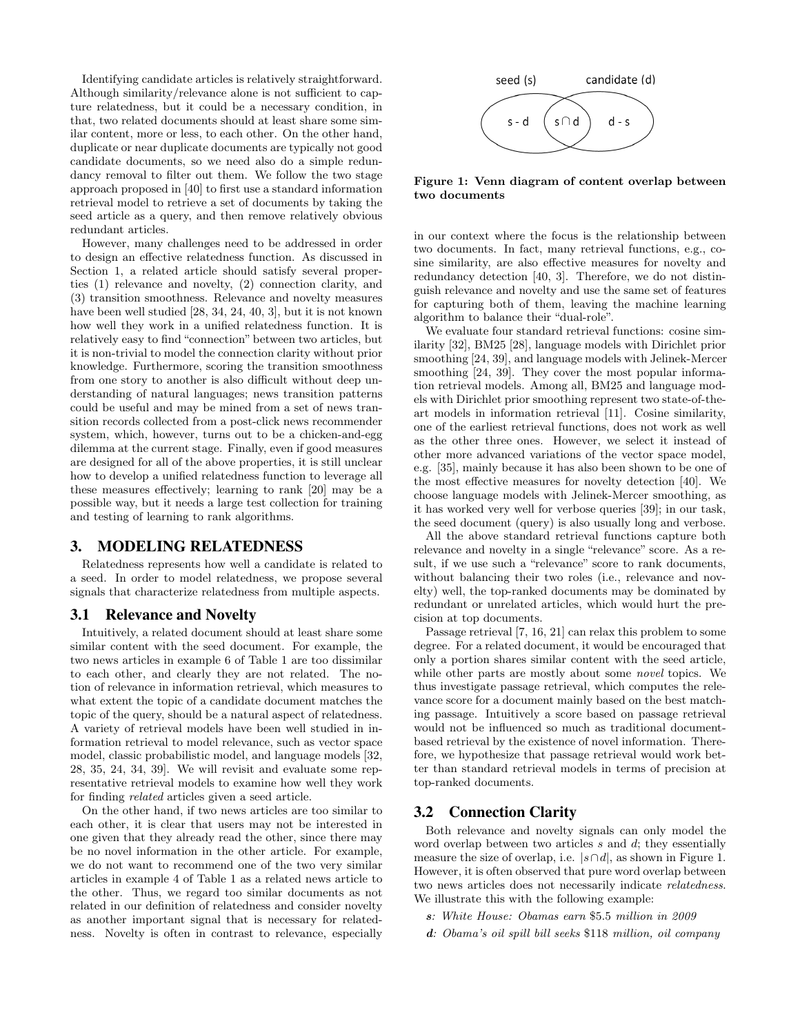Identifying candidate articles is relatively straightforward. Although similarity/relevance alone is not sufficient to capture relatedness, but it could be a necessary condition, in that, two related documents should at least share some similar content, more or less, to each other. On the other hand, duplicate or near duplicate documents are typically not good candidate documents, so we need also do a simple redundancy removal to filter out them. We follow the two stage approach proposed in [40] to first use a standard information retrieval model to retrieve a set of documents by taking the seed article as a query, and then remove relatively obvious redundant articles.

However, many challenges need to be addressed in order to design an effective relatedness function. As discussed in Section 1, a related article should satisfy several properties (1) relevance and novelty, (2) connection clarity, and (3) transition smoothness. Relevance and novelty measures have been well studied [28, 34, 24, 40, 3], but it is not known how well they work in a unified relatedness function. It is relatively easy to find "connection" between two articles, but it is non-trivial to model the connection clarity without prior knowledge. Furthermore, scoring the transition smoothness from one story to another is also difficult without deep understanding of natural languages; news transition patterns could be useful and may be mined from a set of news transition records collected from a post-click news recommender system, which, however, turns out to be a chicken-and-egg dilemma at the current stage. Finally, even if good measures are designed for all of the above properties, it is still unclear how to develop a unified relatedness function to leverage all these measures effectively; learning to rank [20] may be a possible way, but it needs a large test collection for training and testing of learning to rank algorithms.

## 3. MODELING RELATEDNESS

Relatedness represents how well a candidate is related to a seed. In order to model relatedness, we propose several signals that characterize relatedness from multiple aspects.

### 3.1 Relevance and Novelty

Intuitively, a related document should at least share some similar content with the seed document. For example, the two news articles in example 6 of Table 1 are too dissimilar to each other, and clearly they are not related. The notion of relevance in information retrieval, which measures to what extent the topic of a candidate document matches the topic of the query, should be a natural aspect of relatedness. A variety of retrieval models have been well studied in information retrieval to model relevance, such as vector space model, classic probabilistic model, and language models [32, 28, 35, 24, 34, 39]. We will revisit and evaluate some representative retrieval models to examine how well they work for finding *related* articles given a seed article.

On the other hand, if two news articles are too similar to each other, it is clear that users may not be interested in one given that they already read the other, since there may be no novel information in the other article. For example, we do not want to recommend one of the two very similar articles in example 4 of Table 1 as a related news article to the other. Thus, we regard too similar documents as not related in our definition of relatedness and consider novelty as another important signal that is necessary for relatedness. Novelty is often in contrast to relevance, especially

seed (s) candidate (d)

s - d | s∩d | d - s

**Figure 1: Venn diagram of content overlap between two documents**

in our context where the focus is the relationship between two documents. In fact, many retrieval functions, e.g., cosine similarity, are also effective measures for novelty and redundancy detection [40, 3]. Therefore, we do not distinguish relevance and novelty and use the same set of features for capturing both of them, leaving the machine learning algorithm to balance their "dual-role".

We evaluate four standard retrieval functions: cosine similarity [32], BM25 [28], language models with Dirichlet prior smoothing [24, 39], and language models with Jelinek-Mercer smoothing [24, 39]. They cover the most popular information retrieval models. Among all, BM25 and language models with Dirichlet prior smoothing represent two state-of-the-art models in information retrieval [11]. Cosine similarity, one of the earliest retrieval functions, does not work as well as the other three ones. However, we select it instead of other more advanced variations of the vector space model, e.g. [35], mainly because it has also been shown to be one of the most effective measures for novelty detection [40]. We choose language models with Jelinek-Mercer smoothing, as it has worked very well for verbose queries [39]; in our task, the seed document (query) is also usually long and verbose.

All the above standard retrieval functions capture both relevance and novelty in a single "relevance" score. As a result, if we use such a "relevance" score to rank documents, without balancing their two roles (i.e., relevance and novelty) well, the top-ranked documents may be dominated by redundant or unrelated articles, which would hurt the precision at top documents.

Passage retrieval [7, 16, 21] can relax this problem to some degree. For a related document, it would be encouraged that only a portion shares similar content with the seed article, while other parts are mostly about some *novel* topics. We thus investigate passage retrieval, which computes the relevance score for a document mainly based on the best matching passage. Intuitively a score based on passage retrieval would not be influenced so much as traditional document-based retrieval by the existence of novel information. Therefore, we hypothesize that passage retrieval would work better than standard retrieval models in terms of precision at top-ranked documents.

### 3.2 Connection Clarity

Both relevance and novelty signals can only model the word overlap between two articles $s$ and $d$; they essentially measure the size of overlap, i.e. $|s \cap d|$, as shown in Figure 1. However, it is often observed that pure word overlap between two news articles does not necessarily indicate *relatedness*. We illustrate this with the following example:

***s**: White House: Obamas earn* $5.5 *million in 2009*

***d**: Obama's oil spill bill seeks* $118 *million, oil company*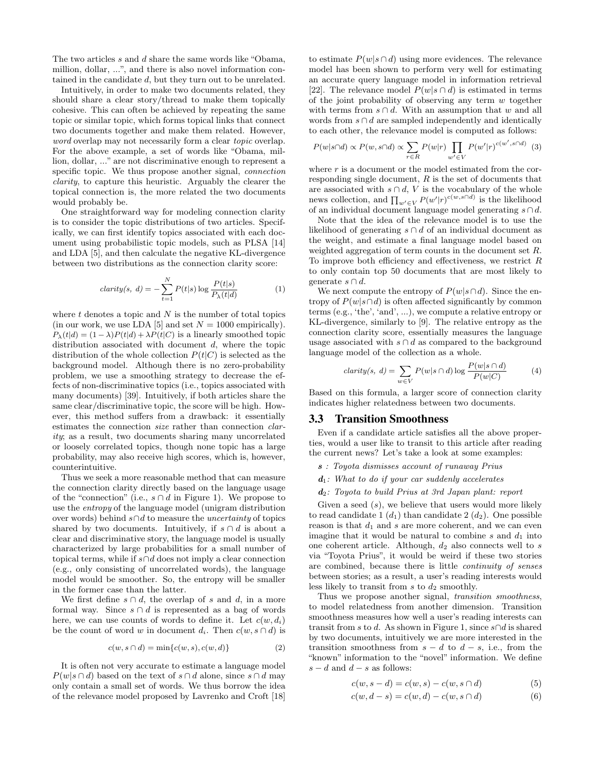The two articles $s$ and $d$ share the same words like "Obama, million, dollar, ...", and there is also novel information contained in the candidate $d$, but they turn out to be unrelated.

Intuitively, in order to make two documents related, they should share a clear story/thread to make them topically cohesive. This can often be achieved by repeating the same topic or similar topic, which forms topical links that connect two documents together and make them related. However, *word* overlap may not necessarily form a clear *topic* overlap. For the above example, a set of words like "Obama, million, dollar, ..." are not discriminative enough to represent a specific topic. We thus propose another signal, *connection clarity*, to capture this heuristic. Arguably the clearer the topical connection is, the more related the two documents would probably be.

One straightforward way for modeling connection clarity is to consider the topic distributions of two articles. Specifically, we can first identify topics associated with each document using probabilistic topic models, such as PLSA [14] and LDA [5], and then calculate the negative KL-divergence between two distributions as the connection clarity score:

$$clarity(s,\ d) = -\sum_{t=1}^{N} P(t|s) \log \frac{P(t|s)}{P_{\lambda}(t|d)} \quad (1)$$

where $t$ denotes a topic and $N$ is the number of total topics (in our work, we use LDA [5] and set $N = 1000$ empirically). $P_{\lambda}(t|d) = (1-\lambda)P(t|d) + \lambda P(t|C)$ is a linearly smoothed topic distribution associated with document $d$, where the topic distribution of the whole collection $P(t|C)$ is selected as the background model. Although there is no zero-probability problem, we use a smoothing strategy to decrease the effects of non-discriminative topics (i.e., topics associated with many documents) [39]. Intuitively, if both articles share the same clear/discriminative topic, the score will be high. However, this method suffers from a drawback: it essentially estimates the connection *size* rather than connection *clarity*; as a result, two documents sharing many uncorrelated or loosely correlated topics, though none topic has a large probability, may also receive high scores, which is, however, counterintuitive.

Thus we seek a more reasonable method that can measure the connection clarity directly based on the language usage of the "connection" (i.e., $s \cap d$ in Figure 1). We propose to use the *entropy* of the language model (unigram distribution over words) behind $s \cap d$ to measure the *uncertainty* of topics shared by two documents. Intuitively, if $s \cap d$ is about a clear and discriminative story, the language model is usually characterized by large probabilities for a small number of topical terms, while if $s \cap d$ does not imply a clear connection (e.g., only consisting of uncorrelated words), the language model would be smoother. So, the entropy will be smaller in the former case than the latter.

We first define $s \cap d$, the overlap of $s$ and $d$, in a more formal way. Since $s \cap d$ is represented as a bag of words here, we can use counts of words to define it. Let $c(w, d_i)$ be the count of word $w$ in document $d_i$. Then $c(w, s \cap d)$ is

$$c(w, s \cap d) = \min\{c(w, s), c(w, d)\} \quad (2)$$

It is often not very accurate to estimate a language model $P(w|s \cap d)$ based on the text of $s \cap d$ alone, since $s \cap d$ may only contain a small set of words. We thus borrow the idea of the relevance model proposed by Lavrenko and Croft [18] to estimate $P(w|s \cap d)$ using more evidences. The relevance model has been shown to perform very well for estimating an accurate query language model in information retrieval [22]. The relevance model $P(w|s \cap d)$ is estimated in terms of the joint probability of observing any term $w$ together with terms from $s \cap d$. With an assumption that $w$ and all words from $s \cap d$ are sampled independently and identically to each other, the relevance model is computed as follows:

$$P(w|s \cap d) \propto P(w, s \cap d) \propto \sum_{r \in R} P(w|r) \prod_{w' \in V} P(w'|r)^{c(w', s \cap d)} \quad (3)$$

where $r$ is a document or the model estimated from the corresponding single document, $R$ is the set of documents that are associated with $s \cap d$, $V$ is the vocabulary of the whole news collection, and $\prod_{w' \in V} P(w'|r)^{c(w, s \cap d)}$ is the likelihood of an individual document language model generating $s \cap d$.

Note that the idea of the relevance model is to use the likelihood of generating $s \cap d$ of an individual document as the weight, and estimate a final language model based on weighted aggregation of term counts in the document set $R$. To improve both efficiency and effectiveness, we restrict $R$ to only contain top 50 documents that are most likely to generate $s \cap d$.

We next compute the entropy of $P(w|s \cap d)$. Since the entropy of $P(w|s \cap d)$ is often affected significantly by common terms (e.g., 'the', 'and', ...), we compute a relative entropy or KL-divergence, similarly to [9]. The relative entropy as the connection clarity score, essentially measures the language usage associated with $s \cap d$ as compared to the background language model of the collection as a whole.

$$clarity(s,\ d) = \sum_{w \in V} P(w|s \cap d) \log \frac{P(w|s \cap d)}{P(w|C)} \quad (4)$$

Based on this formula, a larger score of connection clarity indicates higher relatedness between two documents.

## 3.3 Transition Smoothness

Even if a candidate article satisfies all the above properties, would a user like to transit to this article after reading the current news? Let's take a look at some examples:

- ***s*** *: Toyota dismisses account of runaway Prius*
- ***d***$_1$*: What to do if your car suddenly accelerates*
- ***d***$_2$*: Toyota to build Prius at 3rd Japan plant: report*

Given a seed ($s$), we believe that users would more likely to read candidate 1 ($d_1$) than candidate 2 ($d_2$). One possible reason is that $d_1$ and $s$ are more coherent, and we can even imagine that it would be natural to combine $s$ and $d_1$ into one coherent article. Although, $d_2$ also connects well to $s$ via "Toyota Prius", it would be weird if these two stories are combined, because there is little *continuity of senses* between stories; as a result, a user's reading interests would less likely to transit from $s$ to $d_2$ smoothly.

Thus we propose another signal, *transition smoothness*, to model relatedness from another dimension. Transition smoothness measures how well a user's reading interests can transit from $s$ to $d$. As shown in Figure 1, since $s \cap d$ is shared by two documents, intuitively we are more interested in the transition smoothness from $s - d$ to $d - s$, i.e., from the "known" information to the "novel" information. We define $s - d$ and $d - s$ as follows:

$$c(w, s - d) = c(w, s) - c(w, s \cap d) \quad (5)$$

$$c(w, d - s) = c(w, d) - c(w, s \cap d) \quad (6)$$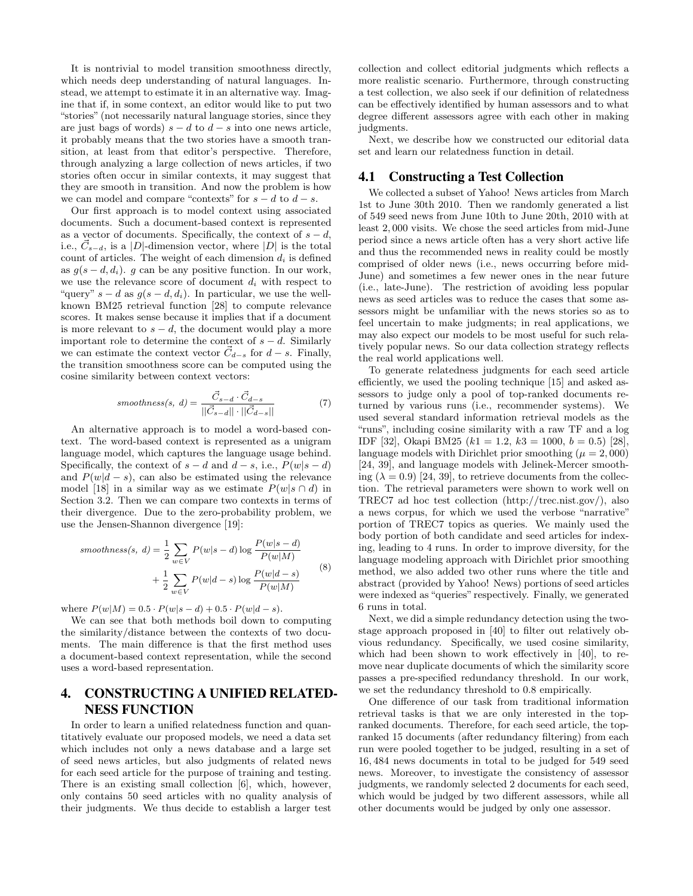It is nontrivial to model transition smoothness directly, which needs deep understanding of natural languages. Instead, we attempt to estimate it in an alternative way. Imagine that if, in some context, an editor would like to put two "stories" (not necessarily natural language stories, since they are just bags of words) $s - d$ to $d - s$ into one news article, it probably means that the two stories have a smooth transition, at least from that editor's perspective. Therefore, through analyzing a large collection of news articles, if two stories often occur in similar contexts, it may suggest that they are smooth in transition. And now the problem is how we can model and compare "contexts" for $s - d$ to $d - s$.

Our first approach is to model context using associated documents. Such a document-based context is represented as a vector of documents. Specifically, the context of $s - d$, i.e., $\vec{C}_{s-d}$, is a $|D|$-dimension vector, where $|D|$ is the total count of articles. The weight of each dimension $d_i$ is defined as $g(s - d, d_i)$. $g$ can be any positive function. In our work, we use the relevance score of document $d_i$ with respect to "query" $s - d$ as $g(s - d, d_i)$. In particular, we use the well-known BM25 retrieval function [28] to compute relevance scores. It makes sense because it implies that if a document is more relevant to $s - d$, the document would play a more important role to determine the context of $s - d$. Similarly we can estimate the context vector $\vec{C}_{d-s}$ for $d - s$. Finally, the transition smoothness score can be computed using the cosine similarity between context vectors:

$$smoothness(s,\ d) = \frac{\vec{C}_{s-d} \cdot \vec{C}_{d-s}}{||\vec{C}_{s-d}|| \cdot ||\vec{C}_{d-s}||} \tag{7}$$

An alternative approach is to model a word-based context. The word-based context is represented as a unigram language model, which captures the language usage behind. Specifically, the context of $s - d$ and $d - s$, i.e., $P(w|s - d)$ and $P(w|d - s)$, can also be estimated using the relevance model [18] in a similar way as we estimate $P(w|s \cap d)$ in Section 3.2. Then we can compare two contexts in terms of their divergence. Due to the zero-probability problem, we use the Jensen-Shannon divergence [19]:

$$\begin{aligned} smoothness(s,\ d) = &\frac{1}{2}\sum_{w \in V} P(w|s-d)\log\frac{P(w|s-d)}{P(w|M)} \\ &+ \frac{1}{2}\sum_{w \in V} P(w|d-s)\log\frac{P(w|d-s)}{P(w|M)} \end{aligned} \tag{8}$$

where $P(w|M) = 0.5 \cdot P(w|s - d) + 0.5 \cdot P(w|d - s)$.

We can see that both methods boil down to computing the similarity/distance between the contexts of two documents. The main difference is that the first method uses a document-based context representation, while the second uses a word-based representation.

## 4. CONSTRUCTING A UNIFIED RELATEDNESS FUNCTION

In order to learn a unified relatedness function and quantitatively evaluate our proposed models, we need a data set which includes not only a news database and a large set of seed news articles, but also judgments of related news for each seed article for the purpose of training and testing. There is an existing small collection [6], which, however, only contains 50 seed articles with no quality analysis of their judgments. We thus decide to establish a larger test collection and collect editorial judgments which reflects a more realistic scenario. Furthermore, through constructing a test collection, we also seek if our definition of relatedness can be effectively identified by human assessors and to what degree different assessors agree with each other in making judgments.

Next, we describe how we constructed our editorial data set and learn our relatedness function in detail.

### 4.1 Constructing a Test Collection

We collected a subset of Yahoo! News articles from March 1st to June 30th 2010. Then we randomly generated a list of 549 seed news from June 10th to June 20th, 2010 with at least 2,000 visits. We chose the seed articles from mid-June period since a news article often has a very short active life and thus the recommended news in reality could be mostly comprised of older news (i.e., news occurring before mid-June) and sometimes a few newer ones in the near future (i.e., late-June). The restriction of avoiding less popular news as seed articles was to reduce the cases that some assessors might be unfamiliar with the news stories so as to feel uncertain to make judgments; in real applications, we may also expect our models to be most useful for such relatively popular news. So our data collection strategy reflects the real world applications well.

To generate relatedness judgments for each seed article efficiently, we used the pooling technique [15] and asked assessors to judge only a pool of top-ranked documents returned by various runs (i.e., recommender systems). We used several standard information retrieval models as the "runs", including cosine similarity with a raw TF and a log IDF [32], Okapi BM25 ($k1 = 1.2$, $k3 = 1000$, $b = 0.5$) [28], language models with Dirichlet prior smoothing ($\mu = 2,000$) [24, 39], and language models with Jelinek-Mercer smoothing ($\lambda = 0.9$) [24, 39], to retrieve documents from the collection. The retrieval parameters were shown to work well on TREC7 ad hoc test collection (http://trec.nist.gov/), also a news corpus, for which we used the verbose "narrative" portion of TREC7 topics as queries. We mainly used the body portion of both candidate and seed articles for indexing, leading to 4 runs. In order to improve diversity, for the language modeling approach with Dirichlet prior smoothing method, we also added two other runs where the title and abstract (provided by Yahoo! News) portions of seed articles were indexed as "queries" respectively. Finally, we generated 6 runs in total.

Next, we did a simple redundancy detection using the two-stage approach proposed in [40] to filter out relatively obvious redundancy. Specifically, we used cosine similarity, which had been shown to work effectively in [40], to remove near duplicate documents of which the similarity score passes a pre-specified redundancy threshold. In our work, we set the redundancy threshold to 0.8 empirically.

One difference of our task from traditional information retrieval tasks is that we are only interested in the top-ranked documents. Therefore, for each seed article, the top-ranked 15 documents (after redundancy filtering) from each run were pooled together to be judged, resulting in a set of 16,484 news documents in total to be judged for 549 seed news. Moreover, to investigate the consistency of assessor judgments, we randomly selected 2 documents for each seed, which would be judged by two different assessors, while all other documents would be judged by only one assessor.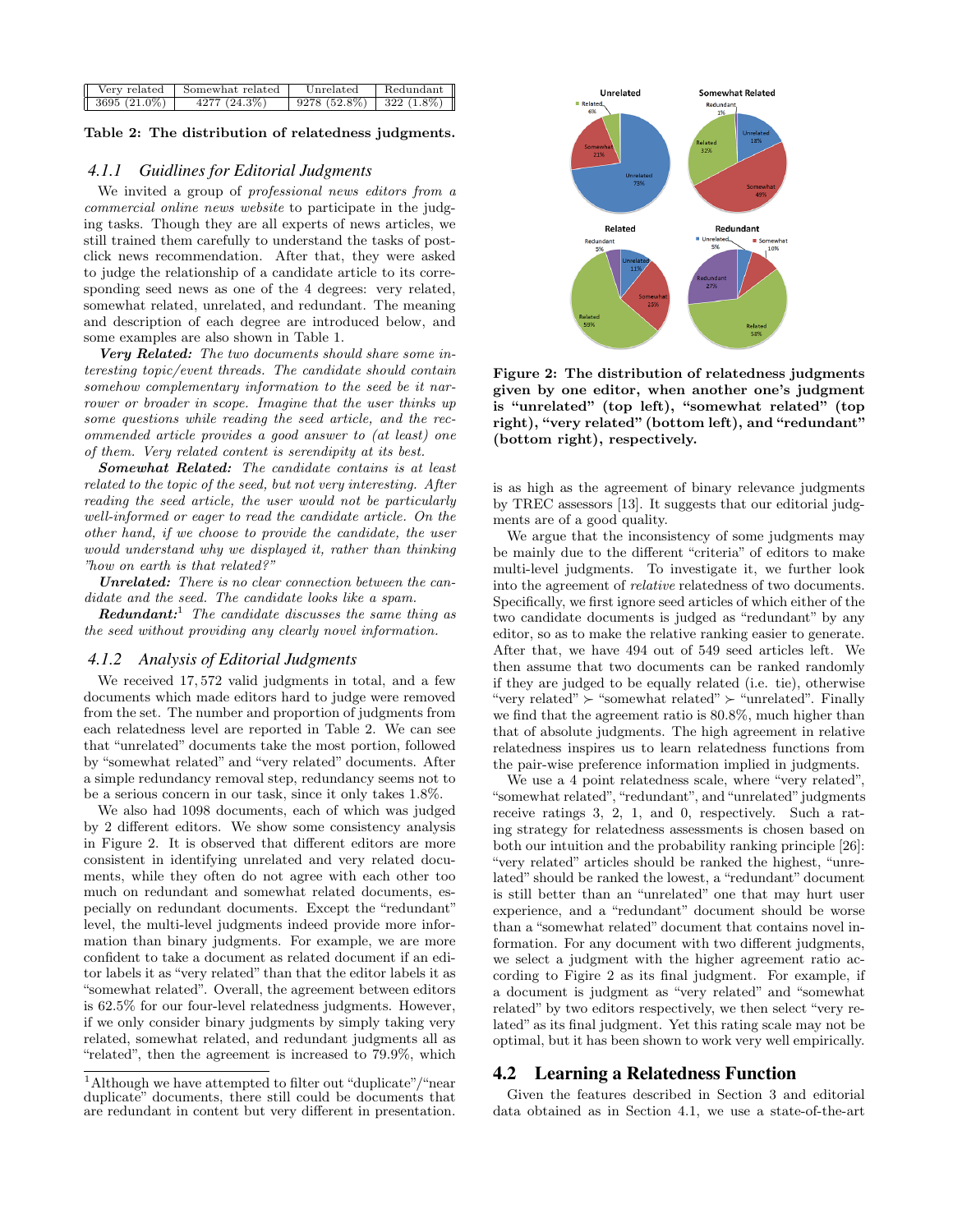| Very related | Somewhat related | Unrelated | Redundant |
|---|---|---|---|
| 3695 (21.0%) | 4277 (24.3%) | 9278 (52.8%) | 322 (1.8%) |

**Table 2: The distribution of relatedness judgments.**

### 4.1.1 Guidlines for Editorial Judgments

We invited a group of *professional news editors from a commercial online news website* to participate in the judging tasks. Though they are all experts of news articles, we still trained them carefully to understand the tasks of post-click news recommendation. After that, they were asked to judge the relationship of a candidate article to its corresponding seed news as one of the 4 degrees: very related, somewhat related, unrelated, and redundant. The meaning and description of each degree are introduced below, and some examples are also shown in Table 1.

***Very Related:*** *The two documents should share some interesting topic/event threads. The candidate should contain somehow complementary information to the seed be it narrower or broader in scope. Imagine that the user thinks up some questions while reading the seed article, and the recommended article provides a good answer to (at least) one of them. Very related content is serendipity at its best.*

***Somewhat Related:*** *The candidate contains is at least related to the topic of the seed, but not very interesting. After reading the seed article, the user would not be particularly well-informed or eager to read the candidate article. On the other hand, if we choose to provide the candidate, the user would understand why we displayed it, rather than thinking "how on earth is that related?"*

***Unrelated:*** *There is no clear connection between the candidate and the seed. The candidate looks like a spam.*

***Redundant:***[1] *The candidate discusses the same thing as the seed without providing any clearly novel information.*

### 4.1.2 Analysis of Editorial Judgments

We received 17,572 valid judgments in total, and a few documents which made editors hard to judge were removed from the set. The number and proportion of judgments from each relatedness level are reported in Table 2. We can see that "unrelated" documents take the most portion, followed by "somewhat related" and "very related" documents. After a simple redundancy removal step, redundancy seems not to be a serious concern in our task, since it only takes 1.8%.

We also had 1098 documents, each of which was judged by 2 different editors. We show some consistency analysis in Figure 2. It is observed that different editors are more consistent in identifying unrelated and very related documents, while they often do not agree with each other too much on redundant and somewhat related documents, especially on redundant documents. Except the "redundant" level, the multi-level judgments indeed provide more information than binary judgments. For example, we are more confident to take a document as related document if an editor labels it as "very related" than that the editor labels it as "somewhat related". Overall, the agreement between editors is 62.5% for our four-level relatedness judgments. However, if we only consider binary judgments by simply taking very related, somewhat related, and redundant judgments all as "related", then the agreement is increased to 79.9%, which is as high as the agreement of binary relevance judgments by TREC assessors [13]. It suggests that our editorial judgments are of a good quality.

[1] Although we have attempted to filter out "duplicate"/"near duplicate" documents, there still could be documents that are redundant in content but very different in presentation.

**Figure 2: The distribution of relatedness judgments given by one editor, when another one's judgment is "unrelated" (top left), "somewhat related" (top right), "very related" (bottom left), and "redundant" (bottom right), respectively.**

We argue that the inconsistency of some judgments may be mainly due to the different "criteria" of editors to make multi-level judgments. To investigate it, we further look into the agreement of *relative* relatedness of two documents. Specifically, we first ignore seed articles of which either of the two candidate documents is judged as "redundant" by any editor, so as to make the relative ranking easier to generate. After that, we have 494 out of 549 seed articles left. We then assume that two documents can be ranked randomly if they are judged to be equally related (i.e. tie), otherwise "very related" $\succ$ "somewhat related" $\succ$ "unrelated". Finally we find that the agreement ratio is 80.8%, much higher than that of absolute judgments. The high agreement in relative relatedness inspires us to learn relatedness functions from the pair-wise preference information implied in judgments.

We use a 4 point relatedness scale, where "very related", "somewhat related", "redundant", and "unrelated" judgments receive ratings 3, 2, 1, and 0, respectively. Such a rating strategy for relatedness assessments is chosen based on both our intuition and the probability ranking principle [26]: "very related" articles should be ranked the highest, "unrelated" should be ranked the lowest, a "redundant" document is still better than an "unrelated" one that may hurt user experience, and a "redundant" document should be worse than a "somewhat related" document that contains novel information. For any document with two different judgments, we select a judgment with the higher agreement ratio according to Figire 2 as its final judgment. For example, if a document is judgment as "very related" and "somewhat related" by two editors respectively, we then select "very related" as its final judgment. Yet this rating scale may not be optimal, but it has been shown to work very well empirically.

## 4.2 Learning a Relatedness Function

Given the features described in Section 3 and editorial data obtained as in Section 4.1, we use a state-of-the-art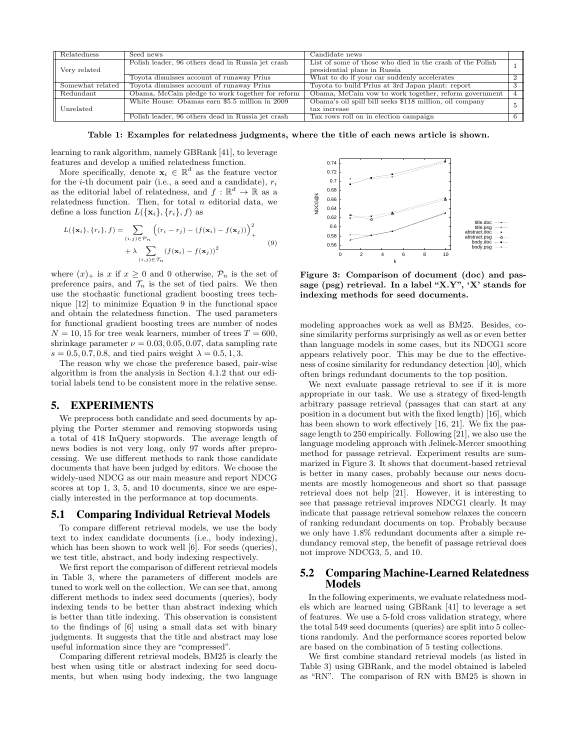| Relatedness | Seed news | Candidate news | |
|---|---|---|---|
| Very related | Polish leader, 96 others dead in Russia jet crash | List of some of those who died in the crash of the Polish presidential plane in Russia | 1 |
| | Toyota dismisses account of runaway Prius | What to do if your car suddenly accelerates | 2 |
| Somewhat related | Toyota dismisses account of runaway Prius | Toyota to build Prius at 3rd Japan plant: report | 3 |
| Redundant | Obama, McCain pledge to work together for reform | Obama, McCain vow to work together, reform government | 4 |
| Unrelated | White House: Obamas earn $5.5 million in 2009 | Obama's oil spill bill seeks $118 million, oil company tax increase | 5 |
| | Polish leader, 96 others dead in Russia jet crash | Tax rows roll on in election campaign | 6 |

**Table 1: Examples for relatedness judgments, where the title of each news article is shown.**

learning to rank algorithm, namely GBRank [41], to leverage features and develop a unified relatedness function.

More specifically, denote $\mathbf{x}_i \in \mathbb{R}^d$ as the feature vector for the $i$-th document pair (i.e., a seed and a candidate), $r_i$ as the editorial label of relatedness, and $f : \mathbb{R}^d \to \mathbb{R}$ as a relatedness function. Then, for total $n$ editorial data, we define a loss function $L(\{\mathbf{x}_i\}, \{r_i\}, f)$ as

$$L(\{\mathbf{x}_i\}, \{r_i\}, f) = \sum_{(i,j)\in\mathcal{P}_n} \Big( (r_i - r_j) - (f(\mathbf{x}_i) - f(\mathbf{x}_j)) \Big)_+^2 + \lambda \sum_{(i,j)\in\mathcal{T}_n} (f(\mathbf{x}_i) - f(\mathbf{x}_j))^2 \quad (9)$$

where $(x)_+$ is $x$ if $x \geq 0$ and 0 otherwise, $\mathcal{P}_n$ is the set of preference pairs, and $\mathcal{T}_n$ is the set of tied pairs. We then use the stochastic functional gradient boosting trees technique [12] to minimize Equation 9 in the functional space and obtain the relatedness function. The used parameters for functional gradient boosting trees are number of nodes $N = 10, 15$ for tree weak learners, number of trees $T = 600$, shrinkage parameter $\nu = 0.03, 0.05, 0.07$, data sampling rate $s = 0.5, 0.7, 0.8$, and tied pairs weight $\lambda = 0.5, 1, 3$.

The reason why we chose the preference based, pair-wise algorithm is from the analysis in Section 4.1.2 that our editorial labels tend to be consistent more in the relative sense.

# 5. EXPERIMENTS

We preprocess both candidate and seed documents by applying the Porter stemmer and removing stopwords using a total of 418 InQuery stopwords. The average length of news bodies is not very long, only 97 words after preprocessing. We use different methods to rank those candidate documents that have been judged by editors. We choose the widely-used NDCG as our main measure and report NDCG scores at top 1, 3, 5, and 10 documents, since we are especially interested in the performance at top documents.

## 5.1 Comparing Individual Retrieval Models

To compare different retrieval models, we use the body text to index candidate documents (i.e., body indexing), which has been shown to work well [6]. For seeds (queries), we test title, abstract, and body indexing respectively.

We first report the comparison of different retrieval models in Table 3, where the parameters of different models are tuned to work well on the collection. We can see that, among different methods to index seed documents (queries), body indexing tends to be better than abstract indexing which is better than title indexing. This observation is consistent to the findings of [6] using a small data set with binary judgments. It suggests that the title and abstract may lose useful information since they are "compressed".

Comparing different retrieval models, BM25 is clearly the best when using title or abstract indexing for seed documents, but when using body indexing, the two language modeling approaches work as well as BM25. Besides, cosine similarity performs surprisingly as well as or even better than language models in some cases, but its NDCG1 score appears relatively poor. This may be due to the effectiveness of cosine similarity for redundancy detection [40], which often brings redundant documents to the top position.

**Figure 3: Comparison of document (doc) and passage (psg) retrieval. In a label "X.Y", 'X' stands for indexing methods for seed documents.**

We next evaluate passage retrieval to see if it is more appropriate in our task. We use a strategy of fixed-length arbitrary passage retrieval (passages that can start at any position in a document but with the fixed length) [16], which has been shown to work effectively [16, 21]. We fix the passage length to 250 empirically. Following [21], we also use the language modeling approach with Jelinek-Mercer smoothing method for passage retrieval. Experiment results are summarized in Figure 3. It shows that document-based retrieval is better in many cases, probably because our news documents are mostly homogeneous and short so that passage retrieval does not help [21]. However, it is interesting to see that passage retrieval improves NDCG1 clearly. It may indicate that passage retrieval somehow relaxes the concern of ranking redundant documents on top. Probably because we only have 1.8% redundant documents after a simple redundancy removal step, the benefit of passage retrieval does not improve NDCG3, 5, and 10.

## 5.2 Comparing Machine-Learned Relatedness Models

In the following experiments, we evaluate relatedness models which are learned using GBRank [41] to leverage a set of features. We use a 5-fold cross validation strategy, where the total 549 seed documents (queries) are split into 5 collections randomly. And the performance scores reported below are based on the combination of 5 testing collections.

We first combine standard retrieval models (as listed in Table 3) using GBRank, and the model obtained is labeled as "RN". The comparison of RN with BM25 is shown in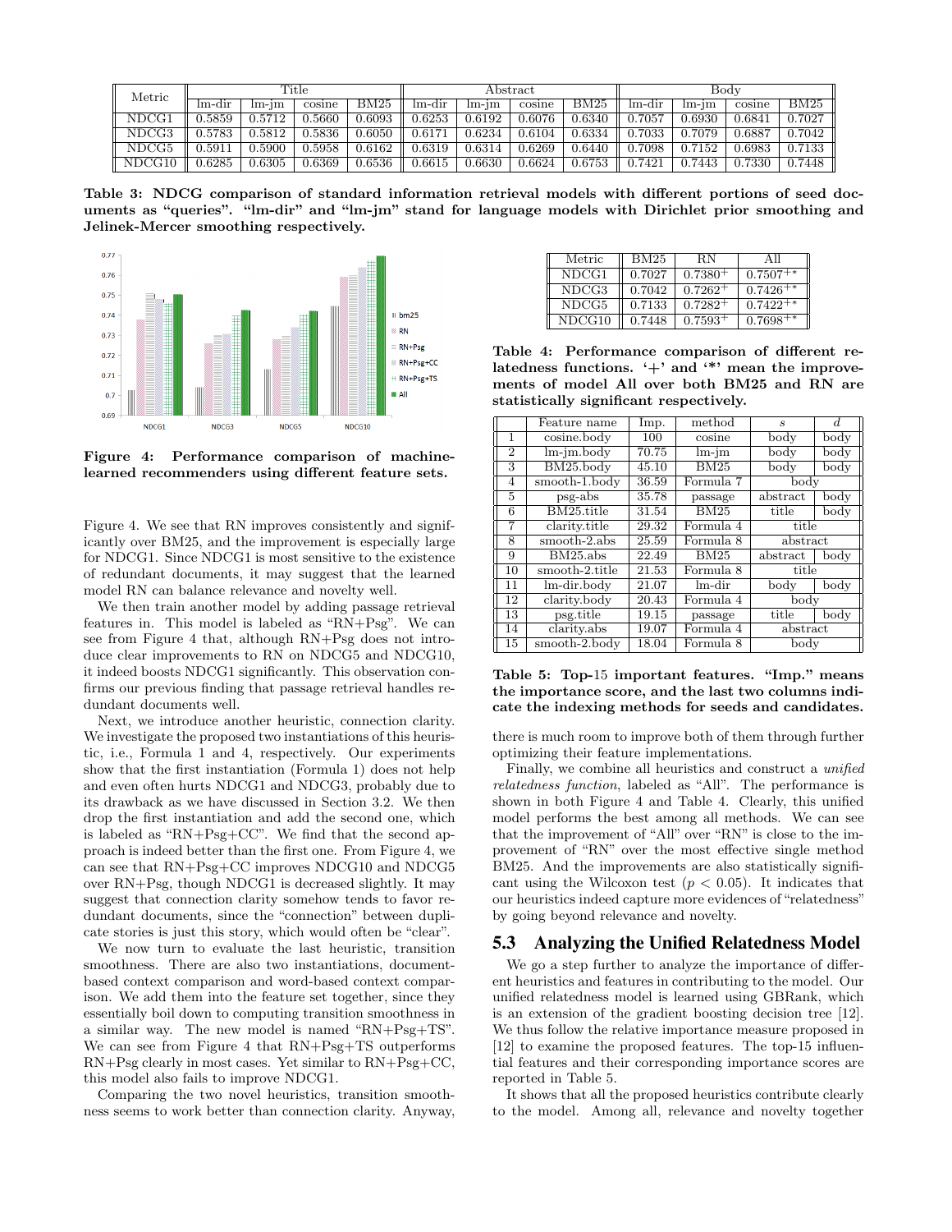| Metric | Title | | | | Abstract | | | | Body | | | |
|---|---|---|---|---|---|---|---|---|---|---|---|---|
| | lm-dir | lm-jm | cosine | BM25 | lm-dir | lm-jm | cosine | BM25 | lm-dir | lm-jm | cosine | BM25 |
| NDCG1 | 0.5859 | 0.5712 | 0.5660 | 0.6093 | 0.6253 | 0.6192 | 0.6076 | 0.6340 | 0.7057 | 0.6930 | 0.6841 | 0.7027 |
| NDCG3 | 0.5783 | 0.5812 | 0.5836 | 0.6050 | 0.6171 | 0.6234 | 0.6104 | 0.6334 | 0.7033 | 0.7079 | 0.6887 | 0.7042 |
| NDCG5 | 0.5911 | 0.5900 | 0.5958 | 0.6162 | 0.6319 | 0.6314 | 0.6269 | 0.6440 | 0.7098 | 0.7152 | 0.6983 | 0.7133 |
| NDCG10 | 0.6285 | 0.6305 | 0.6369 | 0.6536 | 0.6615 | 0.6630 | 0.6624 | 0.6753 | 0.7421 | 0.7443 | 0.7330 | 0.7448 |

**Table 3: NDCG comparison of standard information retrieval models with different portions of seed documents as "queries". "lm-dir" and "lm-jm" stand for language models with Dirichlet prior smoothing and Jelinek-Mercer smoothing respectively.**

**Figure 4: Performance comparison of machine-learned recommenders using different feature sets.**

Figure 4. We see that RN improves consistently and significantly over BM25, and the improvement is especially large for NDCG1. Since NDCG1 is most sensitive to the existence of redundant documents, it may suggest that the learned model RN can balance relevance and novelty well.

We then train another model by adding passage retrieval features in. This model is labeled as "RN+Psg". We can see from Figure 4 that, although RN+Psg does not introduce clear improvements to RN on NDCG5 and NDCG10, it indeed boosts NDCG1 significantly. This observation confirms our previous finding that passage retrieval handles redundant documents well.

Next, we introduce another heuristic, connection clarity. We investigate the proposed two instantiations of this heuristic, i.e., Formula 1 and 4, respectively. Our experiments show that the first instantiation (Formula 1) does not help and even often hurts NDCG1 and NDCG3, probably due to its drawback as we have discussed in Section 3.2. We then drop the first instantiation and add the second one, which is labeled as "RN+Psg+CC". We find that the second approach is indeed better than the first one. From Figure 4, we can see that RN+Psg+CC improves NDCG10 and NDCG5 over RN+Psg, though NDCG1 is decreased slightly. It may suggest that connection clarity somehow tends to favor redundant documents, since the "connection" between duplicate stories is just this story, which would often be "clear".

We now turn to evaluate the last heuristic, transition smoothness. There are also two instantiations, document-based context comparison and word-based context comparison. We add them into the feature set together, since they essentially boil down to computing transition smoothness in a similar way. The new model is named "RN+Psg+TS". We can see from Figure 4 that RN+Psg+TS outperforms RN+Psg clearly in most cases. Yet similar to RN+Psg+CC, this model also fails to improve NDCG1.

Comparing the two novel heuristics, transition smoothness seems to work better than connection clarity. Anyway, there is much room to improve both of them through further optimizing their feature implementations.

| Metric | BM25 | RN | All |
|---|---|---|---|
| NDCG1 | 0.7027 | $0.7380^{+}$ | $0.7507^{+*}$ |
| NDCG3 | 0.7042 | $0.7262^{+}$ | $0.7426^{+*}$ |
| NDCG5 | 0.7133 | $0.7282^{+}$ | $0.7422^{+*}$ |
| NDCG10 | 0.7448 | $0.7593^{+}$ | $0.7698^{+*}$ |

**Table 4: Performance comparison of different relatedness functions. '+' and '*' mean the improvements of model All over both BM25 and RN are statistically significant respectively.**

| | Feature name | Imp. | method | $s$ | $d$ |
|---|---|---|---|---|---|
| 1 | cosine.body | 100 | cosine | body | body |
| 2 | lm-jm.body | 70.75 | lm-jm | body | body |
| 3 | BM25.body | 45.10 | BM25 | body | body |
| 4 | smooth-1.body | 36.59 | Formula 7 | body | |
| 5 | psg-abs | 35.78 | passage | abstract | body |
| 6 | BM25.title | 31.54 | BM25 | title | body |
| 7 | clarity.title | 29.32 | Formula 4 | title | |
| 8 | smooth-2.abs | 25.59 | Formula 8 | abstract | |
| 9 | BM25.abs | 22.49 | BM25 | abstract | body |
| 10 | smooth-2.title | 21.53 | Formula 8 | title | |
| 11 | lm-dir.body | 21.07 | lm-dir | body | body |
| 12 | clarity.body | 20.43 | Formula 4 | body | |
| 13 | psg.title | 19.15 | passage | title | body |
| 14 | clarity.abs | 19.07 | Formula 4 | abstract | |
| 15 | smooth-2.body | 18.04 | Formula 8 | body | |

**Table 5: Top-15 important features. "Imp." means the importance score, and the last two columns indicate the indexing methods for seeds and candidates.**

Finally, we combine all heuristics and construct a *unified relatedness function*, labeled as "All". The performance is shown in both Figure 4 and Table 4. Clearly, this unified model performs the best among all methods. We can see that the improvement of "All" over "RN" is close to the improvement of "RN" over the most effective single method BM25. And the improvements are also statistically significant using the Wilcoxon test ($p < 0.05$). It indicates that our heuristics indeed capture more evidences of "relatedness" by going beyond relevance and novelty.

## 5.3 Analyzing the Unified Relatedness Model

We go a step further to analyze the importance of different heuristics and features in contributing to the model. Our unified relatedness model is learned using GBRank, which is an extension of the gradient boosting decision tree [12]. We thus follow the relative importance measure proposed in [12] to examine the proposed features. The top-15 influential features and their corresponding importance scores are reported in Table 5.

It shows that all the proposed heuristics contribute clearly to the model. Among all, relevance and novelty together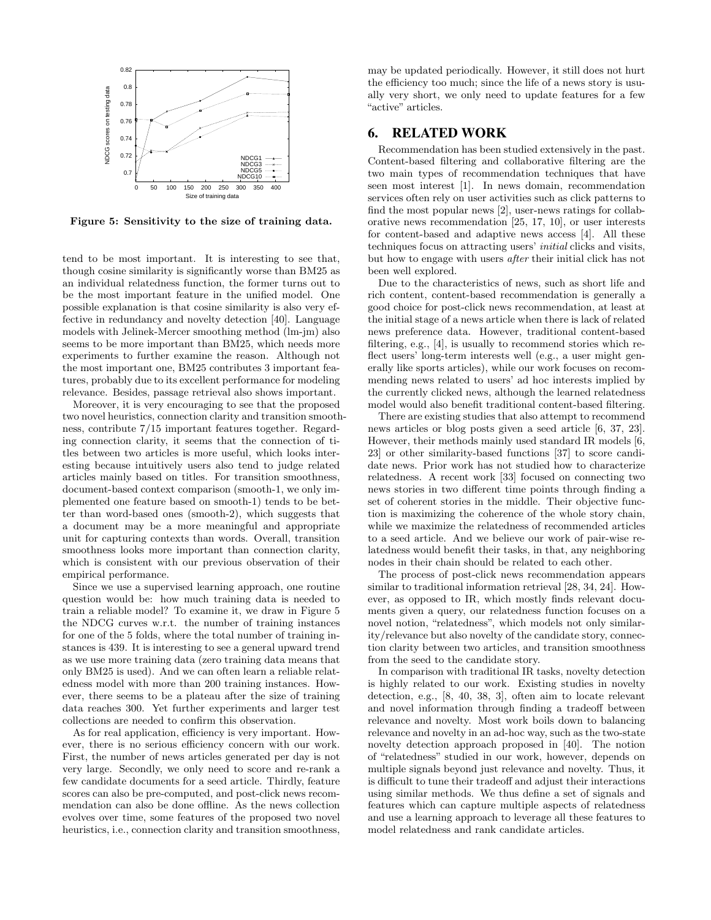Figure 5: Sensitivity to the size of training data.

tend to be most important. It is interesting to see that, though cosine similarity is significantly worse than BM25 as an individual relatedness function, the former turns out to be the most important feature in the unified model. One possible explanation is that cosine similarity is also very effective in redundancy and novelty detection [40]. Language models with Jelinek-Mercer smoothing method (lm-jm) also seems to be more important than BM25, which needs more experiments to further examine the reason. Although not the most important one, BM25 contributes 3 important features, probably due to its excellent performance for modeling relevance. Besides, passage retrieval also shows important.

Moreover, it is very encouraging to see that the proposed two novel heuristics, connection clarity and transition smoothness, contribute 7/15 important features together. Regarding connection clarity, it seems that the connection of titles between two articles is more useful, which looks interesting because intuitively users also tend to judge related articles mainly based on titles. For transition smoothness, document-based context comparison (smooth-1, we only implemented one feature based on smooth-1) tends to be better than word-based ones (smooth-2), which suggests that a document may be a more meaningful and appropriate unit for capturing contexts than words. Overall, transition smoothness looks more important than connection clarity, which is consistent with our previous observation of their empirical performance.

Since we use a supervised learning approach, one routine question would be: how much training data is needed to train a reliable model? To examine it, we draw in Figure 5 the NDCG curves w.r.t. the number of training instances for one of the 5 folds, where the total number of training instances is 439. It is interesting to see a general upward trend as we use more training data (zero training data means that only BM25 is used). And we can often learn a reliable relatedness model with more than 200 training instances. However, there seems to be a plateau after the size of training data reaches 300. Yet further experiments and larger test collections are needed to confirm this observation.

As for real application, efficiency is very important. However, there is no serious efficiency concern with our work. First, the number of news articles generated per day is not very large. Secondly, we only need to score and re-rank a few candidate documents for a seed article. Thirdly, feature scores can also be pre-computed, and post-click news recommendation can also be done offline. As the news collection evolves over time, some features of the proposed two novel heuristics, i.e., connection clarity and transition smoothness, may be updated periodically. However, it still does not hurt the efficiency too much; since the life of a news story is usually very short, we only need to update features for a few "active" articles.

## 6. RELATED WORK

Recommendation has been studied extensively in the past. Content-based filtering and collaborative filtering are the two main types of recommendation techniques that have seen most interest [1]. In news domain, recommendation services often rely on user activities such as click patterns to find the most popular news [2], user-news ratings for collaborative news recommendation [25, 17, 10], or user interests for content-based and adaptive news access [4]. All these techniques focus on attracting users' *initial* clicks and visits, but how to engage with users *after* their initial click has not been well explored.

Due to the characteristics of news, such as short life and rich content, content-based recommendation is generally a good choice for post-click news recommendation, at least at the initial stage of a news article when there is lack of related news preference data. However, traditional content-based filtering, e.g., [4], is usually to recommend stories which reflect users' long-term interests well (e.g., a user might generally like sports articles), while our work focuses on recommending news related to users' ad hoc interests implied by the currently clicked news, although the learned relatedness model would also benefit traditional content-based filtering.

There are existing studies that also attempt to recommend news articles or blog posts given a seed article [6, 37, 23]. However, their methods mainly used standard IR models [6, 23] or other similarity-based functions [37] to score candidate news. Prior work has not studied how to characterize relatedness. A recent work [33] focused on connecting two news stories in two different time points through finding a set of coherent stories in the middle. Their objective function is maximizing the coherence of the whole story chain, while we maximize the relatedness of recommended articles to a seed article. And we believe our work of pair-wise relatedness would benefit their tasks, in that, any neighboring nodes in their chain should be related to each other.

The process of post-click news recommendation appears similar to traditional information retrieval [28, 34, 24]. However, as opposed to IR, which mostly finds relevant documents given a query, our relatedness function focuses on a novel notion, "relatedness", which models not only similarity/relevance but also novelty of the candidate story, connection clarity between two articles, and transition smoothness from the seed to the candidate story.

In comparison with traditional IR tasks, novelty detection is highly related to our work. Existing studies in novelty detection, e.g., [8, 40, 38, 3], often aim to locate relevant and novel information through finding a tradeoff between relevance and novelty. Most work boils down to balancing relevance and novelty in an ad-hoc way, such as the two-state novelty detection approach proposed in [40]. The notion of "relatedness" studied in our work, however, depends on multiple signals beyond just relevance and novelty. Thus, it is difficult to tune their tradeoff and adjust their interactions using similar methods. We thus define a set of signals and features which can capture multiple aspects of relatedness and use a learning approach to leverage all these features to model relatedness and rank candidate articles.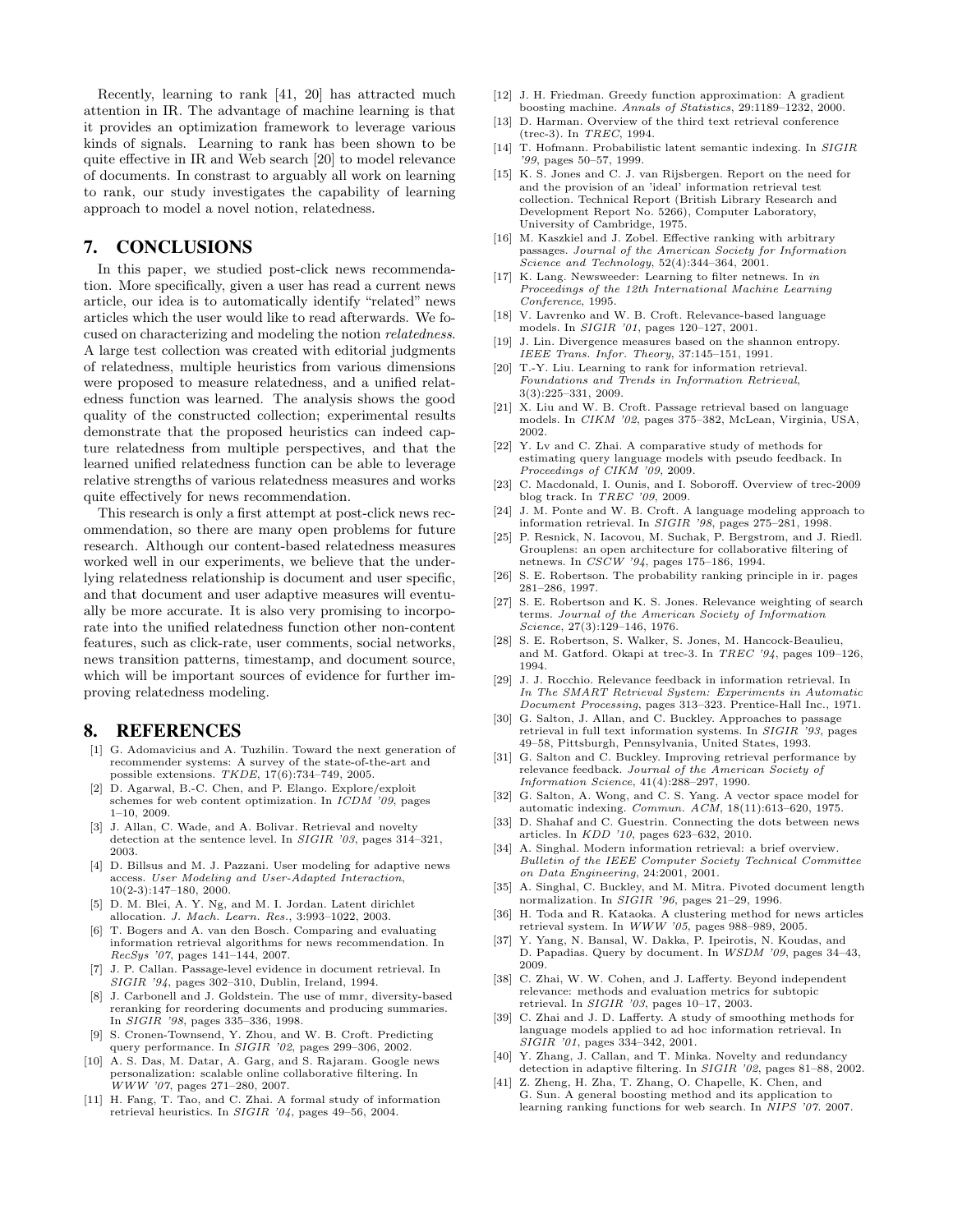Recently, learning to rank [41, 20] has attracted much attention in IR. The advantage of machine learning is that it provides an optimization framework to leverage various kinds of signals. Learning to rank has been shown to be quite effective in IR and Web search [20] to model relevance of documents. In constrast to arguably all work on learning to rank, our study investigates the capability of learning approach to model a novel notion, relatedness.

## 7. CONCLUSIONS

In this paper, we studied post-click news recommendation. More specifically, given a user has read a current news article, our idea is to automatically identify "related" news articles which the user would like to read afterwards. We focused on characterizing and modeling the notion *relatedness*. A large test collection was created with editorial judgments of relatedness, multiple heuristics from various dimensions were proposed to measure relatedness, and a unified relatedness function was learned. The analysis shows the good quality of the constructed collection; experimental results demonstrate that the proposed heuristics can indeed capture relatedness from multiple perspectives, and that the learned unified relatedness function can be able to leverage relative strengths of various relatedness measures and works quite effectively for news recommendation.

This research is only a first attempt at post-click news recommendation, so there are many open problems for future research. Although our content-based relatedness measures worked well in our experiments, we believe that the underlying relatedness relationship is document and user specific, and that document and user adaptive measures will eventually be more accurate. It is also very promising to incorporate into the unified relatedness function other non-content features, such as click-rate, user comments, social networks, news transition patterns, timestamp, and document source, which will be important sources of evidence for further improving relatedness modeling.

## 8. REFERENCES

[1] G. Adomavicius and A. Tuzhilin. Toward the next generation of recommender systems: A survey of the state-of-the-art and possible extensions. *TKDE*, 17(6):734–749, 2005.

[2] D. Agarwal, B.-C. Chen, and P. Elango. Explore/exploit schemes for web content optimization. In *ICDM '09*, pages 1–10, 2009.

[3] J. Allan, C. Wade, and A. Bolivar. Retrieval and novelty detection at the sentence level. In *SIGIR '03*, pages 314–321, 2003.

[4] D. Billsus and M. J. Pazzani. User modeling for adaptive news access. *User Modeling and User-Adapted Interaction*, 10(2-3):147–180, 2000.

[5] D. M. Blei, A. Y. Ng, and M. I. Jordan. Latent dirichlet allocation. *J. Mach. Learn. Res.*, 3:993–1022, 2003.

[6] T. Bogers and A. van den Bosch. Comparing and evaluating information retrieval algorithms for news recommendation. In *RecSys '07*, pages 141–144, 2007.

[7] J. P. Callan. Passage-level evidence in document retrieval. In *SIGIR '94*, pages 302–310, Dublin, Ireland, 1994.

[8] J. Carbonell and J. Goldstein. The use of mmr, diversity-based reranking for reordering documents and producing summaries. In *SIGIR '98*, pages 335–336, 1998.

[9] S. Cronen-Townsend, Y. Zhou, and W. B. Croft. Predicting query performance. In *SIGIR '02*, pages 299–306, 2002.

[10] A. S. Das, M. Datar, A. Garg, and S. Rajaram. Google news personalization: scalable online collaborative filtering. In *WWW '07*, pages 271–280, 2007.

[11] H. Fang, T. Tao, and C. Zhai. A formal study of information retrieval heuristics. In *SIGIR '04*, pages 49–56, 2004.

[12] J. H. Friedman. Greedy function approximation: A gradient boosting machine. *Annals of Statistics*, 29:1189–1232, 2000.

[13] D. Harman. Overview of the third text retrieval conference (trec-3). In *TREC*, 1994.

[14] T. Hofmann. Probabilistic latent semantic indexing. In *SIGIR '99*, pages 50–57, 1999.

[15] K. S. Jones and C. J. van Rijsbergen. Report on the need for and the provision of an 'ideal' information retrieval test collection. Technical Report (British Library Research and Development Report No. 5266), Computer Laboratory, University of Cambridge, 1975.

[16] M. Kaszkiel and J. Zobel. Effective ranking with arbitrary passages. *Journal of the American Society for Information Science and Technology*, 52(4):344–364, 2001.

[17] K. Lang. Newsweeder: Learning to filter netnews. In *in Proceedings of the 12th International Machine Learning Conference*, 1995.

[18] V. Lavrenko and W. B. Croft. Relevance-based language models. In *SIGIR '01*, pages 120–127, 2001.

[19] J. Lin. Divergence measures based on the shannon entropy. *IEEE Trans. Infor. Theory*, 37:145–151, 1991.

[20] T.-Y. Liu. Learning to rank for information retrieval. *Foundations and Trends in Information Retrieval*, 3(3):225–331, 2009.

[21] X. Liu and W. B. Croft. Passage retrieval based on language models. In *CIKM '02*, pages 375–382, McLean, Virginia, USA, 2002.

[22] Y. Lv and C. Zhai. A comparative study of methods for estimating query language models with pseudo feedback. In *Proceedings of CIKM '09*, 2009.

[23] C. Macdonald, I. Ounis, and I. Soboroff. Overview of trec-2009 blog track. In *TREC '09*, 2009.

[24] J. M. Ponte and W. B. Croft. A language modeling approach to information retrieval. In *SIGIR '98*, pages 275–281, 1998.

[25] P. Resnick, N. Iacovou, M. Suchak, P. Bergstrom, and J. Riedl. Grouplens: an open architecture for collaborative filtering of netnews. In *CSCW '94*, pages 175–186, 1994.

[26] S. E. Robertson. The probability ranking principle in ir. pages 281–286, 1997.

[27] S. E. Robertson and K. S. Jones. Relevance weighting of search terms. *Journal of the American Society of Information Science*, 27(3):129–146, 1976.

[28] S. E. Robertson, S. Walker, S. Jones, M. Hancock-Beaulieu, and M. Gatford. Okapi at trec-3. In *TREC '94*, pages 109–126, 1994.

[29] J. J. Rocchio. Relevance feedback in information retrieval. In *In The SMART Retrieval System: Experiments in Automatic Document Processing*, pages 313–323. Prentice-Hall Inc., 1971.

[30] G. Salton, J. Allan, and C. Buckley. Approaches to passage retrieval in full text information systems. In *SIGIR '93*, pages 49–58, Pittsburgh, Pennsylvania, United States, 1993.

[31] G. Salton and C. Buckley. Improving retrieval performance by relevance feedback. *Journal of the American Society of Information Science*, 41(4):288–297, 1990.

[32] G. Salton, A. Wong, and C. S. Yang. A vector space model for automatic indexing. *Commun. ACM*, 18(11):613–620, 1975.

[33] D. Shahaf and C. Guestrin. Connecting the dots between news articles. In *KDD '10*, pages 623–632, 2010.

[34] A. Singhal. Modern information retrieval: a brief overview. *Bulletin of the IEEE Computer Society Technical Committee on Data Engineering*, 24:2001, 2001.

[35] A. Singhal, C. Buckley, and M. Mitra. Pivoted document length normalization. In *SIGIR '96*, pages 21–29, 1996.

[36] H. Toda and R. Kataoka. A clustering method for news articles retrieval system. In *WWW '05*, pages 988–989, 2005.

[37] Y. Yang, N. Bansal, W. Dakka, P. Ipeirotis, N. Koudas, and D. Papadias. Query by document. In *WSDM '09*, pages 34–43, 2009.

[38] C. Zhai, W. W. Cohen, and J. Lafferty. Beyond independent relevance: methods and evaluation metrics for subtopic retrieval. In *SIGIR '03*, pages 10–17, 2003.

[39] C. Zhai and J. D. Lafferty. A study of smoothing methods for language models applied to ad hoc information retrieval. In *SIGIR '01*, pages 334–342, 2001.

[40] Y. Zhang, J. Callan, and T. Minka. Novelty and redundancy detection in adaptive filtering. In *SIGIR '02*, pages 81–88, 2002.

[41] Z. Zheng, H. Zha, T. Zhang, O. Chapelle, K. Chen, and G. Sun. A general boosting method and its application to learning ranking functions for web search. In *NIPS '07*. 2007.